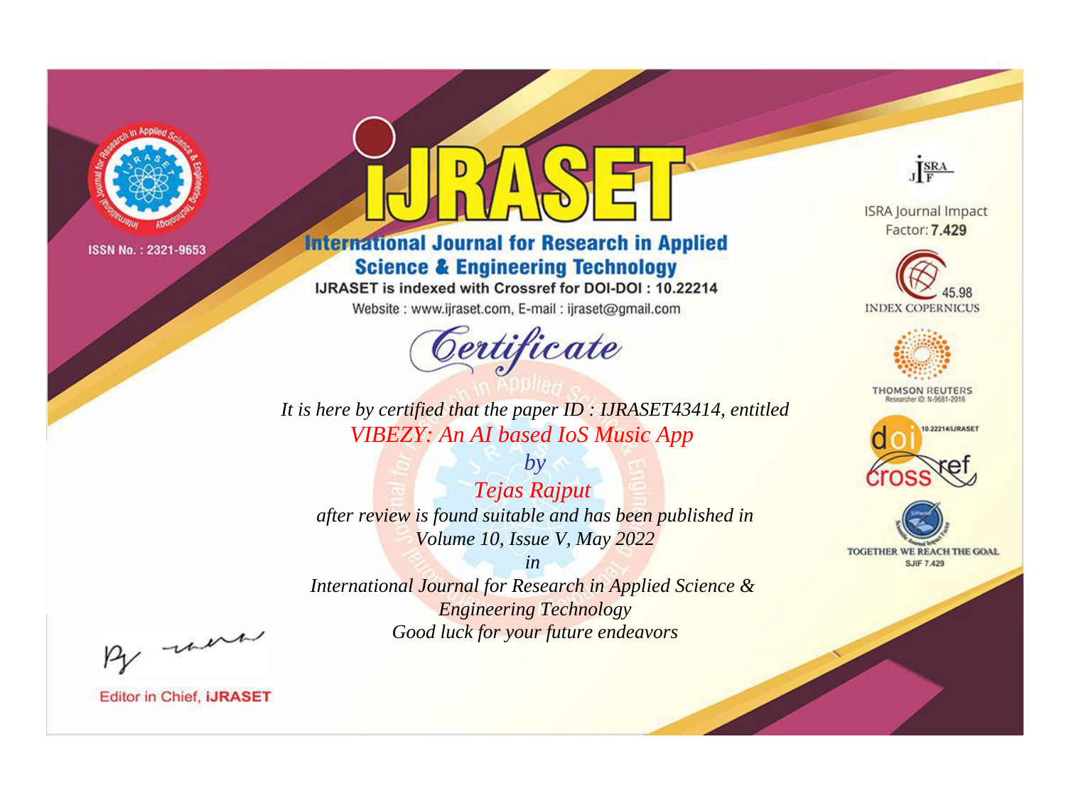ISSN No. : 2321-9653

# IJRASET

## International Journal for Research in Applied Science & Engineering Technology

IJRASET is indexed with Crossref for DOI-DOI : 10.22214

Website : www.ijraset.com, E-mail : ijraset@gmail.com

ISRA Journal Impact Factor: **7.429**

45.98 INDEX COPERNICUS

THOMSON REUTERS Researcher ID: N-9681-2016

10.22214/IJRASET

TOGETHER WE REACH THE GOAL SJIF 7.429

## *Certificate*

*It is here by certified that the paper ID : IJRASET43414, entitled*

*VIBEZY: An AI based IoS Music App*

*by*

*Tejas Rajput*

*after review is found suitable and has been published in*

*Volume 10, Issue V, May 2022*

*in*

*International Journal for Research in Applied Science & Engineering Technology*

*Good luck for your future endeavors*

Editor in Chief, **iJRASET**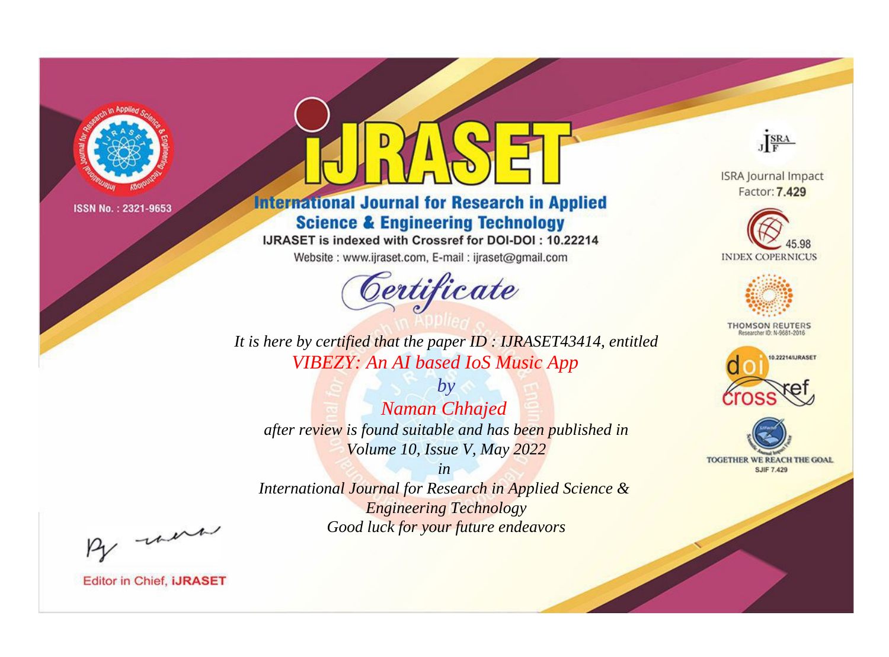ISSN No. : 2321-9653

# IJRASET

## International Journal for Research in Applied Science & Engineering Technology

IJRASET is indexed with Crossref for DOI-DOI : 10.22214

Website : www.ijraset.com, E-mail : ijraset@gmail.com

ISRA Journal Impact Factor: **7.429**

45.98 INDEX COPERNICUS

THOMSON REUTERS Researcher ID: N-9681-2016

10.22214/IJRASET

TOGETHER WE REACH THE GOAL SJIF 7.429

*Certificate*

*It is here by certified that the paper ID : IJRASET43414, entitled*

*VIBEZY: An AI based IoS Music App*

*by*

*Naman Chhajed*

*after review is found suitable and has been published in*

*Volume 10, Issue V, May 2022*

*in*

*International Journal for Research in Applied Science & Engineering Technology*

*Good luck for your future endeavors*

Editor in Chief, **iJRASET**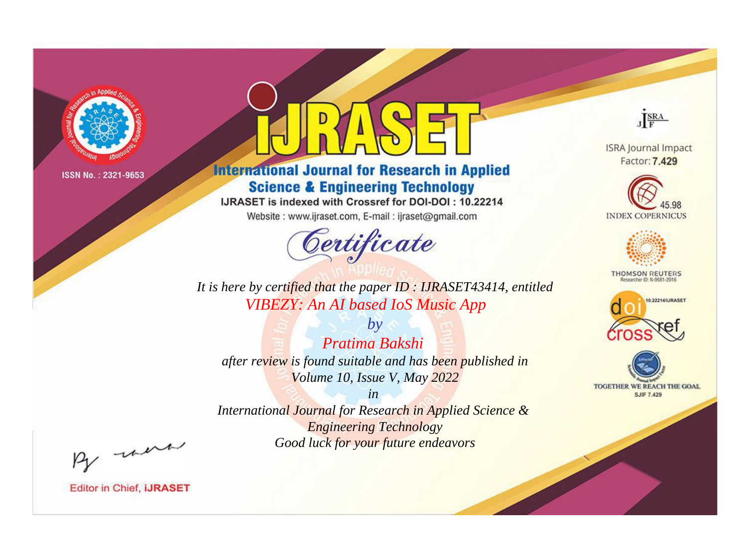ISSN No. : 2321-9653

# iJRASET

## International Journal for Research in Applied Science & Engineering Technology

IJRASET is indexed with Crossref for DOI-DOI : 10.22214

Website : www.ijraset.com, E-mail : ijraset@gmail.com

ISRA Journal Impact Factor: **7.429**

45.98 INDEX COPERNICUS

THOMSON REUTERS Researcher ID: N-9681-2016

10.22214/IJRASET

TOGETHER WE REACH THE GOAL SJIF 7.429

# *Certificate*

*It is here by certified that the paper ID : IJRASET43414, entitled*

*VIBEZY: An AI based IoS Music App*

*by*

*Pratima Bakshi*

*after review is found suitable and has been published in*

*Volume 10, Issue V, May 2022*

*in*

*International Journal for Research in Applied Science & Engineering Technology*

*Good luck for your future endeavors*

Editor in Chief, **iJRASET**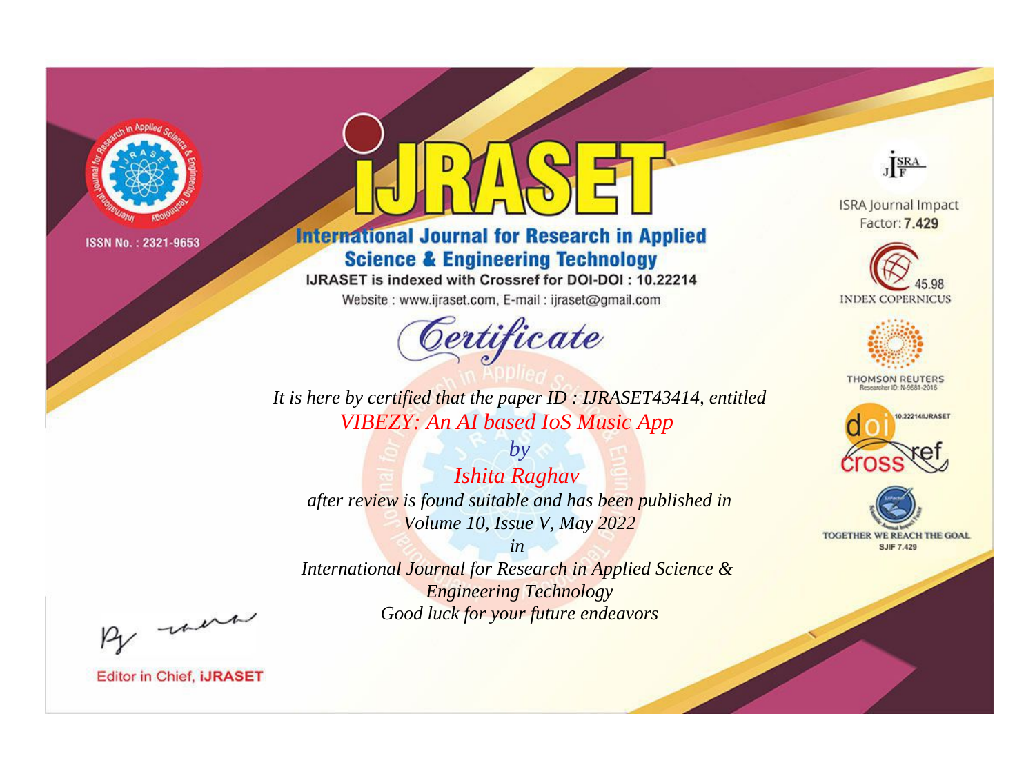ISSN No. : 2321-9653

# iJRASET

## International Journal for Research in Applied Science & Engineering Technology

IJRASET is indexed with Crossref for DOI-DOI : 10.22214

Website : www.ijraset.com, E-mail : ijraset@gmail.com

*Certificate*

*It is here by certified that the paper ID : IJRASET43414, entitled*

*VIBEZY: An AI based IoS Music App*

*by*

*Ishita Raghav*

*after review is found suitable and has been published in*

*Volume 10, Issue V, May 2022*

*in*

*International Journal for Research in Applied Science & Engineering Technology*

*Good luck for your future endeavors*

ISRA Journal Impact Factor: **7.429**

45.98 INDEX COPERNICUS

THOMSON REUTERS Researcher ID: N-9681-2016

10.22214/IJRASET

TOGETHER WE REACH THE GOAL SJIF 7.429

Editor in Chief, **iJRASET**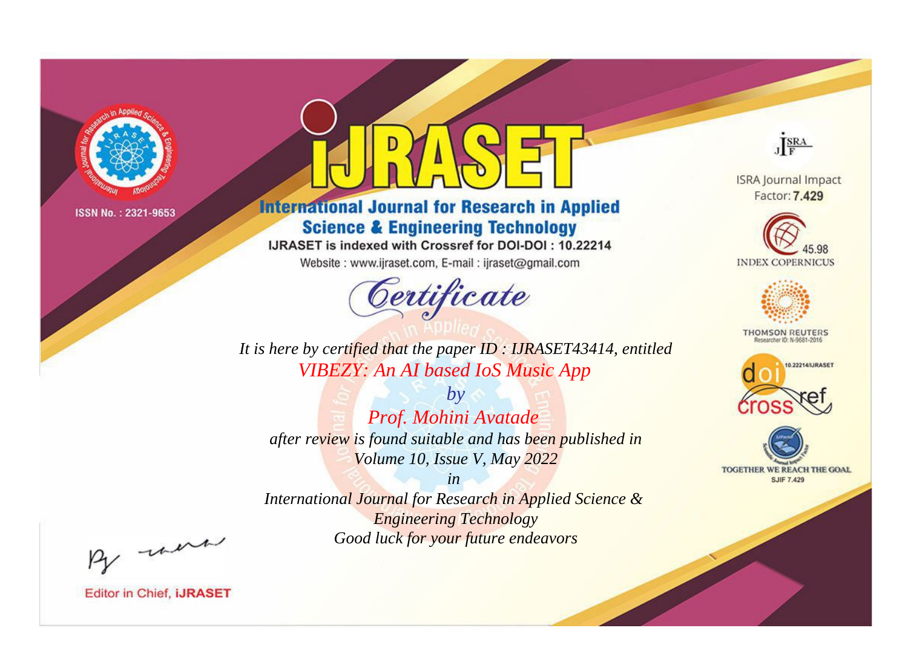ISSN No. : 2321-9653

# iJRASET

## International Journal for Research in Applied Science & Engineering Technology

IJRASET is indexed with Crossref for DOI-DOI : 10.22214

Website : www.ijraset.com, E-mail : ijraset@gmail.com

ISRA Journal Impact Factor: **7.429**

45.98 INDEX COPERNICUS

THOMSON REUTERS Researcher ID: N-9681-2016

10.22214/IJRASET

TOGETHER WE REACH THE GOAL SJIF 7.429

# *Certificate*

*It is here by certified that the paper ID : IJRASET43414, entitled*

*VIBEZY: An AI based IoS Music App*

*by*

*Prof. Mohini Avatade*

*after review is found suitable and has been published in*

*Volume 10, Issue V, May 2022*

*in*

*International Journal for Research in Applied Science & Engineering Technology*

*Good luck for your future endeavors*

Editor in Chief, **iJRASET**